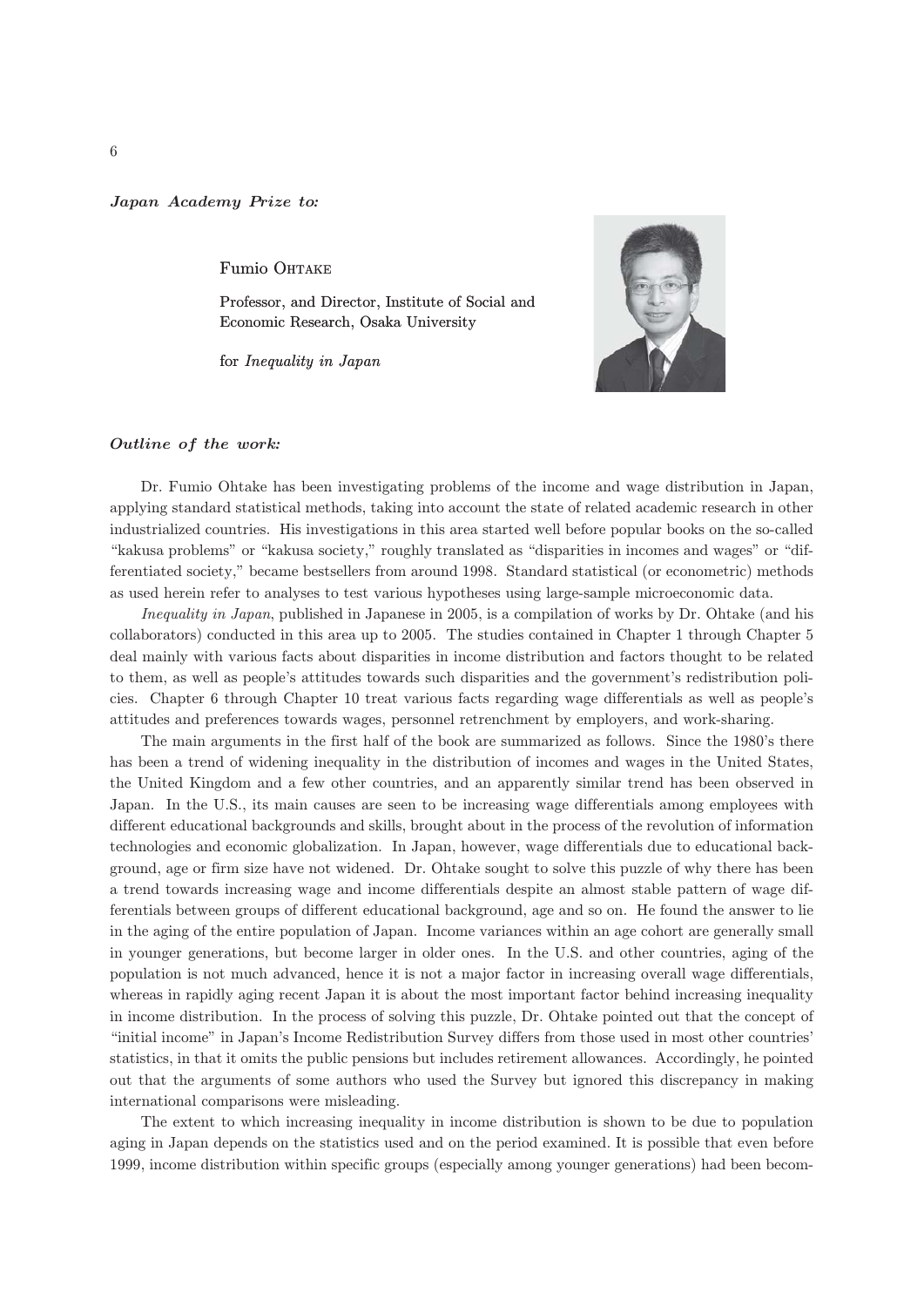***Japan Academy Prize to:***

Fumio OHTAKE

Professor, and Director, Institute of Social and Economic Research, Osaka University

for *Inequality in Japan*

***Outline of the work:***

Dr. Fumio Ohtake has been investigating problems of the income and wage distribution in Japan, applying standard statistical methods, taking into account the state of related academic research in other industrialized countries. His investigations in this area started well before popular books on the so-called "kakusa problems" or "kakusa society," roughly translated as "disparities in incomes and wages" or "differentiated society," became bestsellers from around 1998. Standard statistical (or econometric) methods as used herein refer to analyses to test various hypotheses using large-sample microeconomic data.

*Inequality in Japan*, published in Japanese in 2005, is a compilation of works by Dr. Ohtake (and his collaborators) conducted in this area up to 2005. The studies contained in Chapter 1 through Chapter 5 deal mainly with various facts about disparities in income distribution and factors thought to be related to them, as well as people's attitudes towards such disparities and the government's redistribution policies. Chapter 6 through Chapter 10 treat various facts regarding wage differentials as well as people's attitudes and preferences towards wages, personnel retrenchment by employers, and work-sharing.

The main arguments in the first half of the book are summarized as follows. Since the 1980's there has been a trend of widening inequality in the distribution of incomes and wages in the United States, the United Kingdom and a few other countries, and an apparently similar trend has been observed in Japan. In the U.S., its main causes are seen to be increasing wage differentials among employees with different educational backgrounds and skills, brought about in the process of the revolution of information technologies and economic globalization. In Japan, however, wage differentials due to educational background, age or firm size have not widened. Dr. Ohtake sought to solve this puzzle of why there has been a trend towards increasing wage and income differentials despite an almost stable pattern of wage differentials between groups of different educational background, age and so on. He found the answer to lie in the aging of the entire population of Japan. Income variances within an age cohort are generally small in younger generations, but become larger in older ones. In the U.S. and other countries, aging of the population is not much advanced, hence it is not a major factor in increasing overall wage differentials, whereas in rapidly aging recent Japan it is about the most important factor behind increasing inequality in income distribution. In the process of solving this puzzle, Dr. Ohtake pointed out that the concept of "initial income" in Japan's Income Redistribution Survey differs from those used in most other countries' statistics, in that it omits the public pensions but includes retirement allowances. Accordingly, he pointed out that the arguments of some authors who used the Survey but ignored this discrepancy in making international comparisons were misleading.

The extent to which increasing inequality in income distribution is shown to be due to population aging in Japan depends on the statistics used and on the period examined. It is possible that even before 1999, income distribution within specific groups (especially among younger generations) had been becom-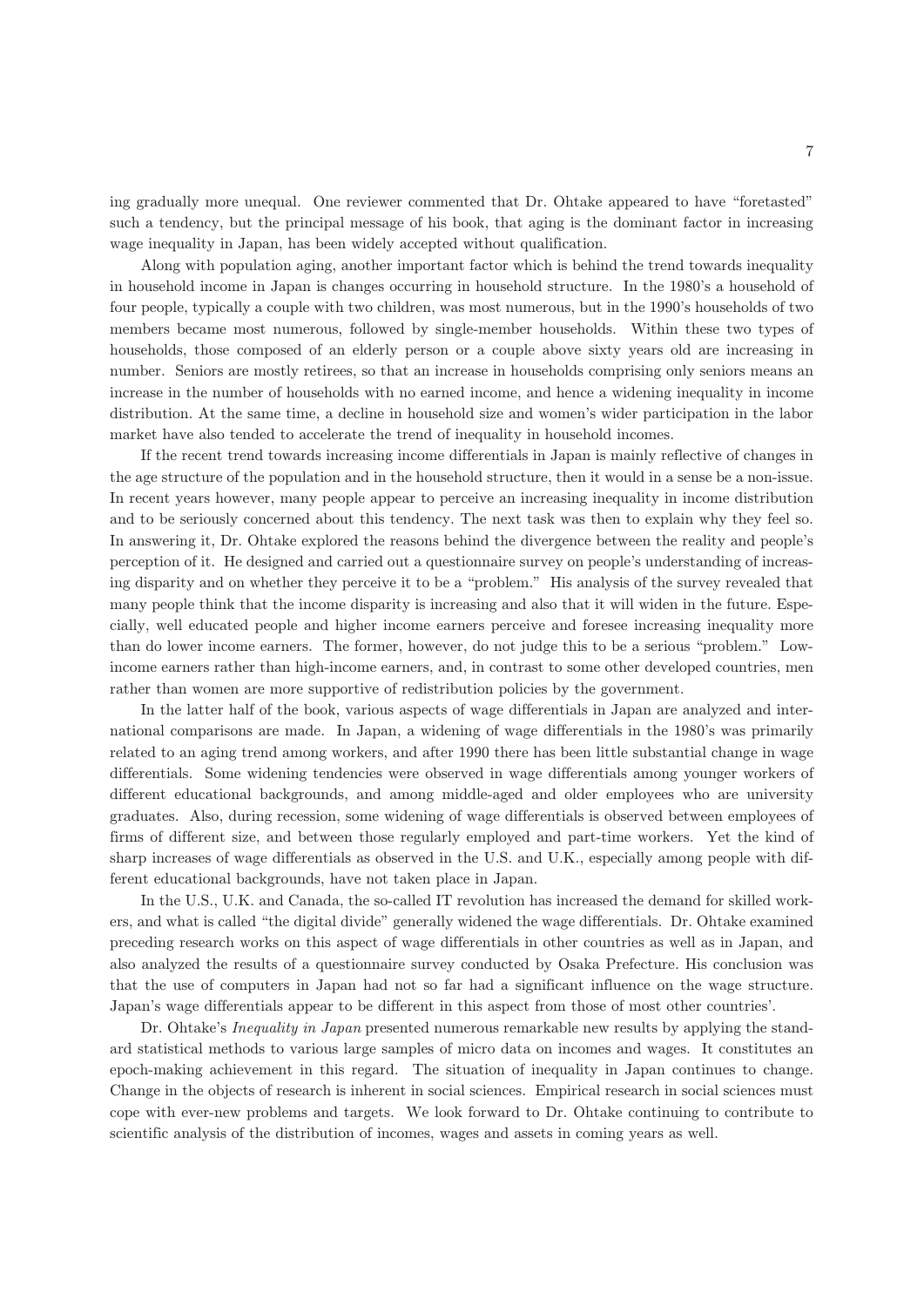ing gradually more unequal. One reviewer commented that Dr. Ohtake appeared to have "foretasted" such a tendency, but the principal message of his book, that aging is the dominant factor in increasing wage inequality in Japan, has been widely accepted without qualification.

Along with population aging, another important factor which is behind the trend towards inequality in household income in Japan is changes occurring in household structure. In the 1980's a household of four people, typically a couple with two children, was most numerous, but in the 1990's households of two members became most numerous, followed by single-member households. Within these two types of households, those composed of an elderly person or a couple above sixty years old are increasing in number. Seniors are mostly retirees, so that an increase in households comprising only seniors means an increase in the number of households with no earned income, and hence a widening inequality in income distribution. At the same time, a decline in household size and women's wider participation in the labor market have also tended to accelerate the trend of inequality in household incomes.

If the recent trend towards increasing income differentials in Japan is mainly reflective of changes in the age structure of the population and in the household structure, then it would in a sense be a non-issue. In recent years however, many people appear to perceive an increasing inequality in income distribution and to be seriously concerned about this tendency. The next task was then to explain why they feel so. In answering it, Dr. Ohtake explored the reasons behind the divergence between the reality and people's perception of it. He designed and carried out a questionnaire survey on people's understanding of increasing disparity and on whether they perceive it to be a "problem." His analysis of the survey revealed that many people think that the income disparity is increasing and also that it will widen in the future. Especially, well educated people and higher income earners perceive and foresee increasing inequality more than do lower income earners. The former, however, do not judge this to be a serious "problem." Low-income earners rather than high-income earners, and, in contrast to some other developed countries, men rather than women are more supportive of redistribution policies by the government.

In the latter half of the book, various aspects of wage differentials in Japan are analyzed and international comparisons are made. In Japan, a widening of wage differentials in the 1980's was primarily related to an aging trend among workers, and after 1990 there has been little substantial change in wage differentials. Some widening tendencies were observed in wage differentials among younger workers of different educational backgrounds, and among middle-aged and older employees who are university graduates. Also, during recession, some widening of wage differentials is observed between employees of firms of different size, and between those regularly employed and part-time workers. Yet the kind of sharp increases of wage differentials as observed in the U.S. and U.K., especially among people with different educational backgrounds, have not taken place in Japan.

In the U.S., U.K. and Canada, the so-called IT revolution has increased the demand for skilled workers, and what is called "the digital divide" generally widened the wage differentials. Dr. Ohtake examined preceding research works on this aspect of wage differentials in other countries as well as in Japan, and also analyzed the results of a questionnaire survey conducted by Osaka Prefecture. His conclusion was that the use of computers in Japan had not so far had a significant influence on the wage structure. Japan's wage differentials appear to be different in this aspect from those of most other countries'.

Dr. Ohtake's *Inequality in Japan* presented numerous remarkable new results by applying the standard statistical methods to various large samples of micro data on incomes and wages. It constitutes an epoch-making achievement in this regard. The situation of inequality in Japan continues to change. Change in the objects of research is inherent in social sciences. Empirical research in social sciences must cope with ever-new problems and targets. We look forward to Dr. Ohtake continuing to contribute to scientific analysis of the distribution of incomes, wages and assets in coming years as well.